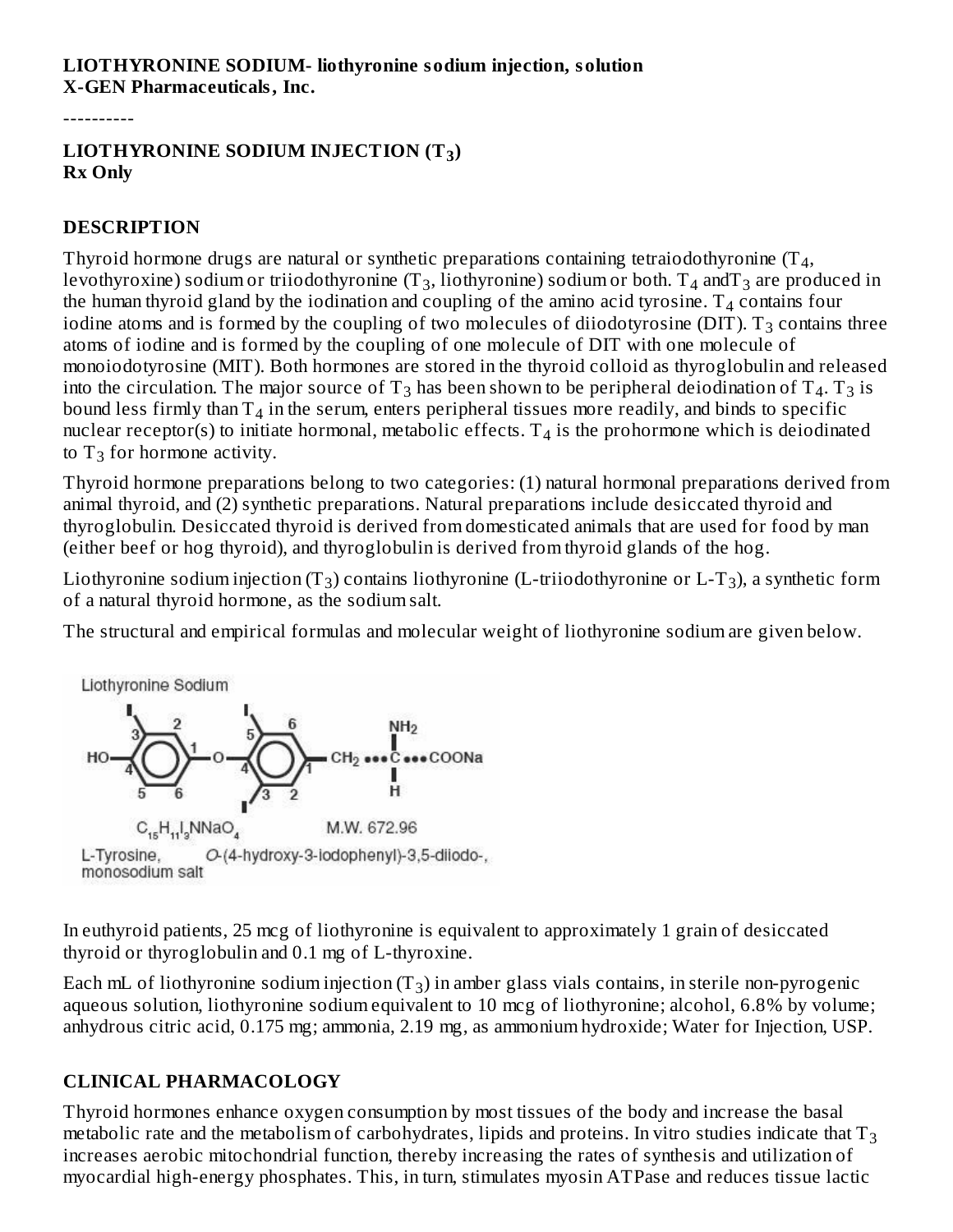**LIOTHYRONINE SODIUM- liothyronine sodium injection, solution**
**X-GEN Pharmaceuticals, Inc.**

----------

**LIOTHYRONINE SODIUM INJECTION ($T_3$)**
**Rx Only**

## DESCRIPTION

Thyroid hormone drugs are natural or synthetic preparations containing tetraiodothyronine ($T_4$, levothyroxine) sodium or triiodothyronine ($T_3$, liothyronine) sodium or both. $T_4$ and$T_3$ are produced in the human thyroid gland by the iodination and coupling of the amino acid tyrosine. $T_4$ contains four iodine atoms and is formed by the coupling of two molecules of diiodotyrosine (DIT). $T_3$ contains three atoms of iodine and is formed by the coupling of one molecule of DIT with one molecule of monoiodotyrosine (MIT). Both hormones are stored in the thyroid colloid as thyroglobulin and released into the circulation. The major source of $T_3$ has been shown to be peripheral deiodination of $T_4$. $T_3$ is bound less firmly than $T_4$ in the serum, enters peripheral tissues more readily, and binds to specific nuclear receptor(s) to initiate hormonal, metabolic effects. $T_4$ is the prohormone which is deiodinated to $T_3$ for hormone activity.

Thyroid hormone preparations belong to two categories: (1) natural hormonal preparations derived from animal thyroid, and (2) synthetic preparations. Natural preparations include desiccated thyroid and thyroglobulin. Desiccated thyroid is derived from domesticated animals that are used for food by man (either beef or hog thyroid), and thyroglobulin is derived from thyroid glands of the hog.

Liothyronine sodium injection ($T_3$) contains liothyronine (L-triiodothyronine or L-$T_3$), a synthetic form of a natural thyroid hormone, as the sodium salt.

The structural and empirical formulas and molecular weight of liothyronine sodium are given below.

Liothyronine Sodium

$C_{15}H_{11}I_3NNaO_4$ M.W. 672.96

L-Tyrosine, *O*-(4-hydroxy-3-iodophenyl)-3,5-diiodo-, monosodium salt

In euthyroid patients, 25 mcg of liothyronine is equivalent to approximately 1 grain of desiccated thyroid or thyroglobulin and 0.1 mg of L-thyroxine.

Each mL of liothyronine sodium injection ($T_3$) in amber glass vials contains, in sterile non-pyrogenic aqueous solution, liothyronine sodium equivalent to 10 mcg of liothyronine; alcohol, 6.8% by volume; anhydrous citric acid, 0.175 mg; ammonia, 2.19 mg, as ammonium hydroxide; Water for Injection, USP.

## CLINICAL PHARMACOLOGY

Thyroid hormones enhance oxygen consumption by most tissues of the body and increase the basal metabolic rate and the metabolism of carbohydrates, lipids and proteins. In vitro studies indicate that $T_3$ increases aerobic mitochondrial function, thereby increasing the rates of synthesis and utilization of myocardial high-energy phosphates. This, in turn, stimulates myosin ATPase and reduces tissue lactic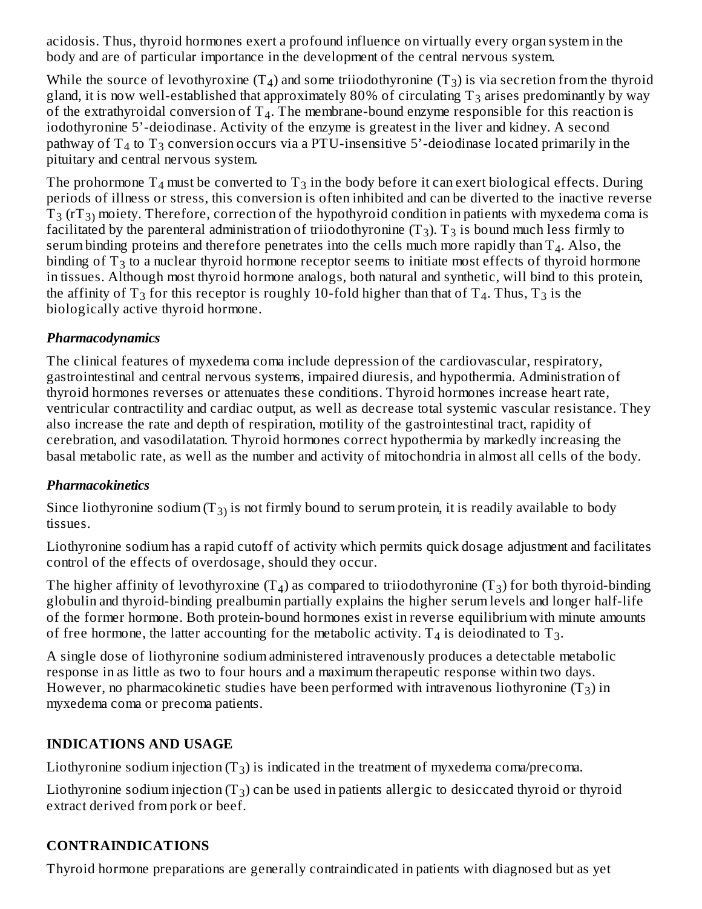acidosis. Thus, thyroid hormones exert a profound influence on virtually every organ system in the body and are of particular importance in the development of the central nervous system.

While the source of levothyroxine ($T_4$) and some triiodothyronine ($T_3$) is via secretion from the thyroid gland, it is now well-established that approximately 80% of circulating $T_3$ arises predominantly by way of the extrathyroidal conversion of $T_4$. The membrane-bound enzyme responsible for this reaction is iodothyronine 5'-deiodinase. Activity of the enzyme is greatest in the liver and kidney. A second pathway of $T_4$ to $T_3$ conversion occurs via a PTU-insensitive 5'-deiodinase located primarily in the pituitary and central nervous system.

The prohormone $T_4$ must be converted to $T_3$ in the body before it can exert biological effects. During periods of illness or stress, this conversion is often inhibited and can be diverted to the inactive reverse $T_3$ ($rT_3$) moiety. Therefore, correction of the hypothyroid condition in patients with myxedema coma is facilitated by the parenteral administration of triiodothyronine ($T_3$). $T_3$ is bound much less firmly to serum binding proteins and therefore penetrates into the cells much more rapidly than $T_4$. Also, the binding of $T_3$ to a nuclear thyroid hormone receptor seems to initiate most effects of thyroid hormone in tissues. Although most thyroid hormone analogs, both natural and synthetic, will bind to this protein, the affinity of $T_3$ for this receptor is roughly 10-fold higher than that of $T_4$. Thus, $T_3$ is the biologically active thyroid hormone.

### *Pharmacodynamics*

The clinical features of myxedema coma include depression of the cardiovascular, respiratory, gastrointestinal and central nervous systems, impaired diuresis, and hypothermia. Administration of thyroid hormones reverses or attenuates these conditions. Thyroid hormones increase heart rate, ventricular contractility and cardiac output, as well as decrease total systemic vascular resistance. They also increase the rate and depth of respiration, motility of the gastrointestinal tract, rapidity of cerebration, and vasodilatation. Thyroid hormones correct hypothermia by markedly increasing the basal metabolic rate, as well as the number and activity of mitochondria in almost all cells of the body.

### *Pharmacokinetics*

Since liothyronine sodium ($T_3$) is not firmly bound to serum protein, it is readily available to body tissues.

Liothyronine sodium has a rapid cutoff of activity which permits quick dosage adjustment and facilitates control of the effects of overdosage, should they occur.

The higher affinity of levothyroxine ($T_4$) as compared to triiodothyronine ($T_3$) for both thyroid-binding globulin and thyroid-binding prealbumin partially explains the higher serum levels and longer half-life of the former hormone. Both protein-bound hormones exist in reverse equilibrium with minute amounts of free hormone, the latter accounting for the metabolic activity. $T_4$ is deiodinated to $T_3$.

A single dose of liothyronine sodium administered intravenously produces a detectable metabolic response in as little as two to four hours and a maximum therapeutic response within two days. However, no pharmacokinetic studies have been performed with intravenous liothyronine ($T_3$) in myxedema coma or precoma patients.

## INDICATIONS AND USAGE

Liothyronine sodium injection ($T_3$) is indicated in the treatment of myxedema coma/precoma.

Liothyronine sodium injection ($T_3$) can be used in patients allergic to desiccated thyroid or thyroid extract derived from pork or beef.

## CONTRAINDICATIONS

Thyroid hormone preparations are generally contraindicated in patients with diagnosed but as yet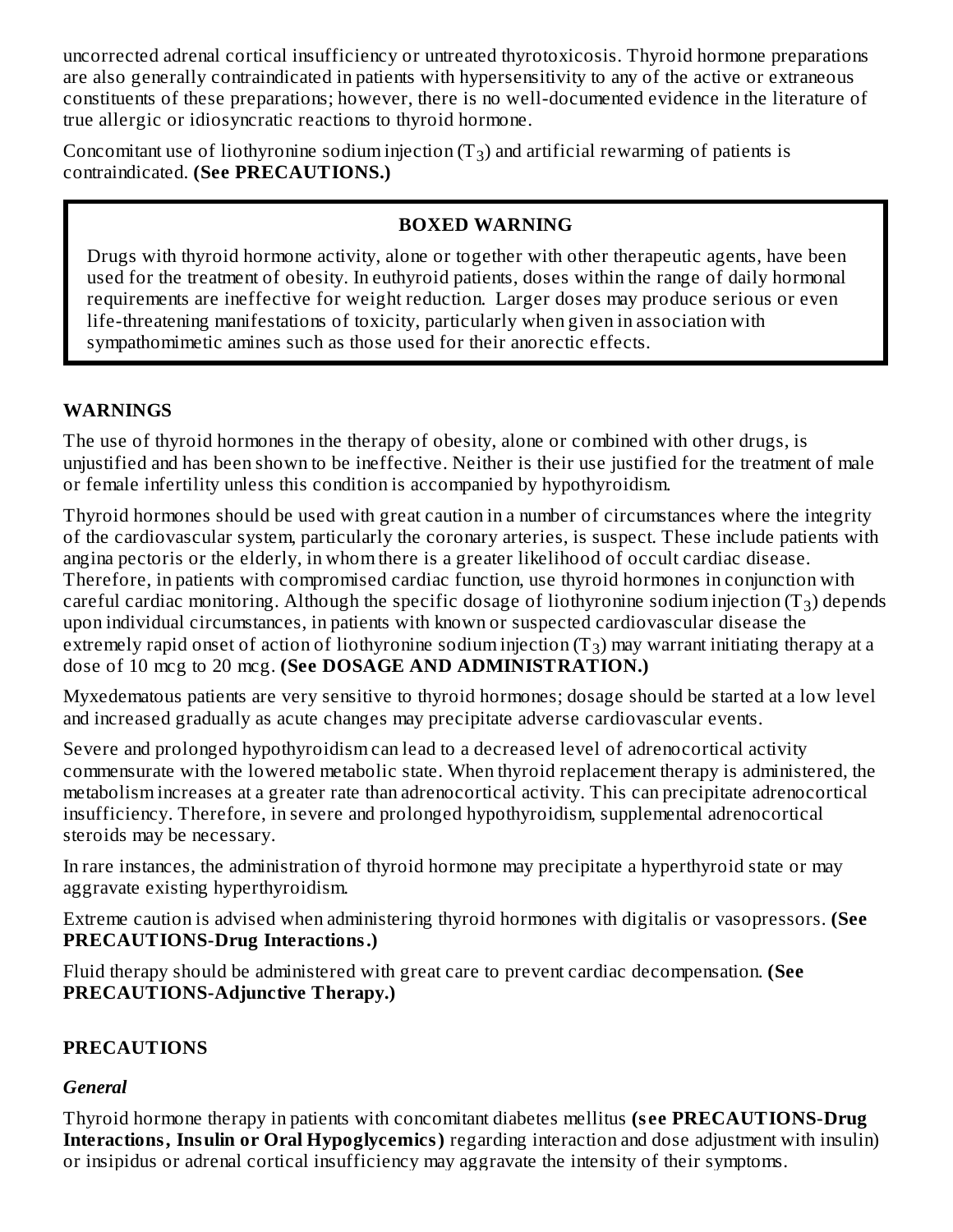uncorrected adrenal cortical insufficiency or untreated thyrotoxicosis. Thyroid hormone preparations are also generally contraindicated in patients with hypersensitivity to any of the active or extraneous constituents of these preparations; however, there is no well-documented evidence in the literature of true allergic or idiosyncratic reactions to thyroid hormone.

Concomitant use of liothyronine sodium injection ($T_3$) and artificial rewarming of patients is contraindicated. **(See PRECAUTIONS.)**

> **BOXED WARNING**
>
> Drugs with thyroid hormone activity, alone or together with other therapeutic agents, have been used for the treatment of obesity. In euthyroid patients, doses within the range of daily hormonal requirements are ineffective for weight reduction. Larger doses may produce serious or even life-threatening manifestations of toxicity, particularly when given in association with sympathomimetic amines such as those used for their anorectic effects.

## WARNINGS

The use of thyroid hormones in the therapy of obesity, alone or combined with other drugs, is unjustified and has been shown to be ineffective. Neither is their use justified for the treatment of male or female infertility unless this condition is accompanied by hypothyroidism.

Thyroid hormones should be used with great caution in a number of circumstances where the integrity of the cardiovascular system, particularly the coronary arteries, is suspect. These include patients with angina pectoris or the elderly, in whom there is a greater likelihood of occult cardiac disease. Therefore, in patients with compromised cardiac function, use thyroid hormones in conjunction with careful cardiac monitoring. Although the specific dosage of liothyronine sodium injection ($T_3$) depends upon individual circumstances, in patients with known or suspected cardiovascular disease the extremely rapid onset of action of liothyronine sodium injection ($T_3$) may warrant initiating therapy at a dose of 10 mcg to 20 mcg. **(See DOSAGE AND ADMINISTRATION.)**

Myxedematous patients are very sensitive to thyroid hormones; dosage should be started at a low level and increased gradually as acute changes may precipitate adverse cardiovascular events.

Severe and prolonged hypothyroidism can lead to a decreased level of adrenocortical activity commensurate with the lowered metabolic state. When thyroid replacement therapy is administered, the metabolism increases at a greater rate than adrenocortical activity. This can precipitate adrenocortical insufficiency. Therefore, in severe and prolonged hypothyroidism, supplemental adrenocortical steroids may be necessary.

In rare instances, the administration of thyroid hormone may precipitate a hyperthyroid state or may aggravate existing hyperthyroidism.

Extreme caution is advised when administering thyroid hormones with digitalis or vasopressors. **(See PRECAUTIONS-Drug Interactions.)**

Fluid therapy should be administered with great care to prevent cardiac decompensation. **(See PRECAUTIONS-Adjunctive Therapy.)**

## PRECAUTIONS

### *General*

Thyroid hormone therapy in patients with concomitant diabetes mellitus **(see PRECAUTIONS-Drug Interactions, Insulin or Oral Hypoglycemics)** regarding interaction and dose adjustment with insulin) or insipidus or adrenal cortical insufficiency may aggravate the intensity of their symptoms.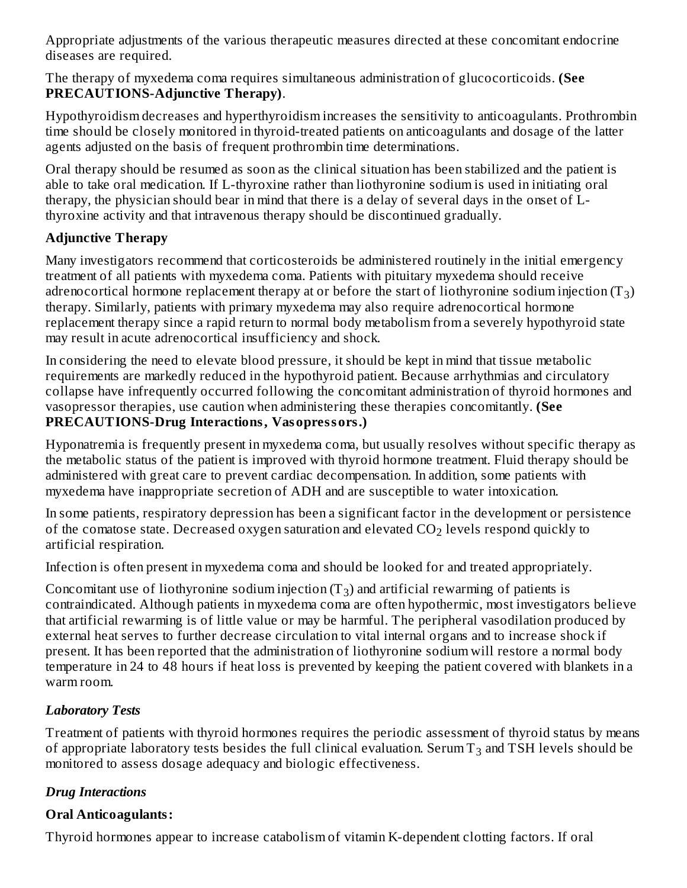Appropriate adjustments of the various therapeutic measures directed at these concomitant endocrine diseases are required.

The therapy of myxedema coma requires simultaneous administration of glucocorticoids. **(See PRECAUTIONS-Adjunctive Therapy)**.

Hypothyroidism decreases and hyperthyroidism increases the sensitivity to anticoagulants. Prothrombin time should be closely monitored in thyroid-treated patients on anticoagulants and dosage of the latter agents adjusted on the basis of frequent prothrombin time determinations.

Oral therapy should be resumed as soon as the clinical situation has been stabilized and the patient is able to take oral medication. If L-thyroxine rather than liothyronine sodium is used in initiating oral therapy, the physician should bear in mind that there is a delay of several days in the onset of L-thyroxine activity and that intravenous therapy should be discontinued gradually.

**Adjunctive Therapy**

Many investigators recommend that corticosteroids be administered routinely in the initial emergency treatment of all patients with myxedema coma. Patients with pituitary myxedema should receive adrenocortical hormone replacement therapy at or before the start of liothyronine sodium injection ($T_3$) therapy. Similarly, patients with primary myxedema may also require adrenocortical hormone replacement therapy since a rapid return to normal body metabolism from a severely hypothyroid state may result in acute adrenocortical insufficiency and shock.

In considering the need to elevate blood pressure, it should be kept in mind that tissue metabolic requirements are markedly reduced in the hypothyroid patient. Because arrhythmias and circulatory collapse have infrequently occurred following the concomitant administration of thyroid hormones and vasopressor therapies, use caution when administering these therapies concomitantly. **(See PRECAUTIONS-Drug Interactions, Vasopressors.)**

Hyponatremia is frequently present in myxedema coma, but usually resolves without specific therapy as the metabolic status of the patient is improved with thyroid hormone treatment. Fluid therapy should be administered with great care to prevent cardiac decompensation. In addition, some patients with myxedema have inappropriate secretion of ADH and are susceptible to water intoxication.

In some patients, respiratory depression has been a significant factor in the development or persistence of the comatose state. Decreased oxygen saturation and elevated $CO_2$ levels respond quickly to artificial respiration.

Infection is often present in myxedema coma and should be looked for and treated appropriately.

Concomitant use of liothyronine sodium injection ($T_3$) and artificial rewarming of patients is contraindicated. Although patients in myxedema coma are often hypothermic, most investigators believe that artificial rewarming is of little value or may be harmful. The peripheral vasodilation produced by external heat serves to further decrease circulation to vital internal organs and to increase shock if present. It has been reported that the administration of liothyronine sodium will restore a normal body temperature in 24 to 48 hours if heat loss is prevented by keeping the patient covered with blankets in a warm room.

***Laboratory Tests***

Treatment of patients with thyroid hormones requires the periodic assessment of thyroid status by means of appropriate laboratory tests besides the full clinical evaluation. Serum $T_3$ and TSH levels should be monitored to assess dosage adequacy and biologic effectiveness.

***Drug Interactions***

**Oral Anticoagulants:**

Thyroid hormones appear to increase catabolism of vitamin K-dependent clotting factors. If oral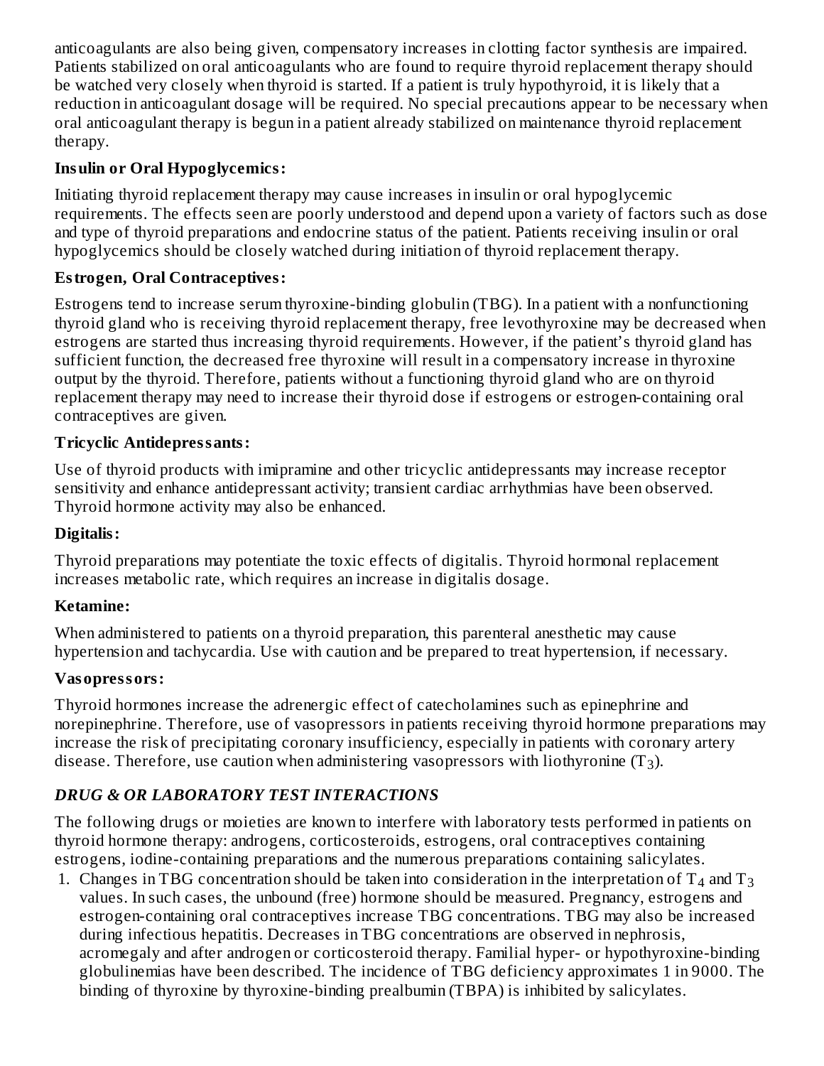anticoagulants are also being given, compensatory increases in clotting factor synthesis are impaired. Patients stabilized on oral anticoagulants who are found to require thyroid replacement therapy should be watched very closely when thyroid is started. If a patient is truly hypothyroid, it is likely that a reduction in anticoagulant dosage will be required. No special precautions appear to be necessary when oral anticoagulant therapy is begun in a patient already stabilized on maintenance thyroid replacement therapy.

**Insulin or Oral Hypoglycemics:**

Initiating thyroid replacement therapy may cause increases in insulin or oral hypoglycemic requirements. The effects seen are poorly understood and depend upon a variety of factors such as dose and type of thyroid preparations and endocrine status of the patient. Patients receiving insulin or oral hypoglycemics should be closely watched during initiation of thyroid replacement therapy.

**Estrogen, Oral Contraceptives:**

Estrogens tend to increase serum thyroxine-binding globulin (TBG). In a patient with a nonfunctioning thyroid gland who is receiving thyroid replacement therapy, free levothyroxine may be decreased when estrogens are started thus increasing thyroid requirements. However, if the patient's thyroid gland has sufficient function, the decreased free thyroxine will result in a compensatory increase in thyroxine output by the thyroid. Therefore, patients without a functioning thyroid gland who are on thyroid replacement therapy may need to increase their thyroid dose if estrogens or estrogen-containing oral contraceptives are given.

**Tricyclic Antidepressants:**

Use of thyroid products with imipramine and other tricyclic antidepressants may increase receptor sensitivity and enhance antidepressant activity; transient cardiac arrhythmias have been observed. Thyroid hormone activity may also be enhanced.

**Digitalis:**

Thyroid preparations may potentiate the toxic effects of digitalis. Thyroid hormonal replacement increases metabolic rate, which requires an increase in digitalis dosage.

**Ketamine:**

When administered to patients on a thyroid preparation, this parenteral anesthetic may cause hypertension and tachycardia. Use with caution and be prepared to treat hypertension, if necessary.

**Vasopressors:**

Thyroid hormones increase the adrenergic effect of catecholamines such as epinephrine and norepinephrine. Therefore, use of vasopressors in patients receiving thyroid hormone preparations may increase the risk of precipitating coronary insufficiency, especially in patients with coronary artery disease. Therefore, use caution when administering vasopressors with liothyronine ($T_3$).

***DRUG & OR LABORATORY TEST INTERACTIONS***

The following drugs or moieties are known to interfere with laboratory tests performed in patients on thyroid hormone therapy: androgens, corticosteroids, estrogens, oral contraceptives containing estrogens, iodine-containing preparations and the numerous preparations containing salicylates.

1. Changes in TBG concentration should be taken into consideration in the interpretation of $T_4$ and $T_3$ values. In such cases, the unbound (free) hormone should be measured. Pregnancy, estrogens and estrogen-containing oral contraceptives increase TBG concentrations. TBG may also be increased during infectious hepatitis. Decreases in TBG concentrations are observed in nephrosis, acromegaly and after androgen or corticosteroid therapy. Familial hyper- or hypothyroxine-binding globulinemias have been described. The incidence of TBG deficiency approximates 1 in 9000. The binding of thyroxine by thyroxine-binding prealbumin (TBPA) is inhibited by salicylates.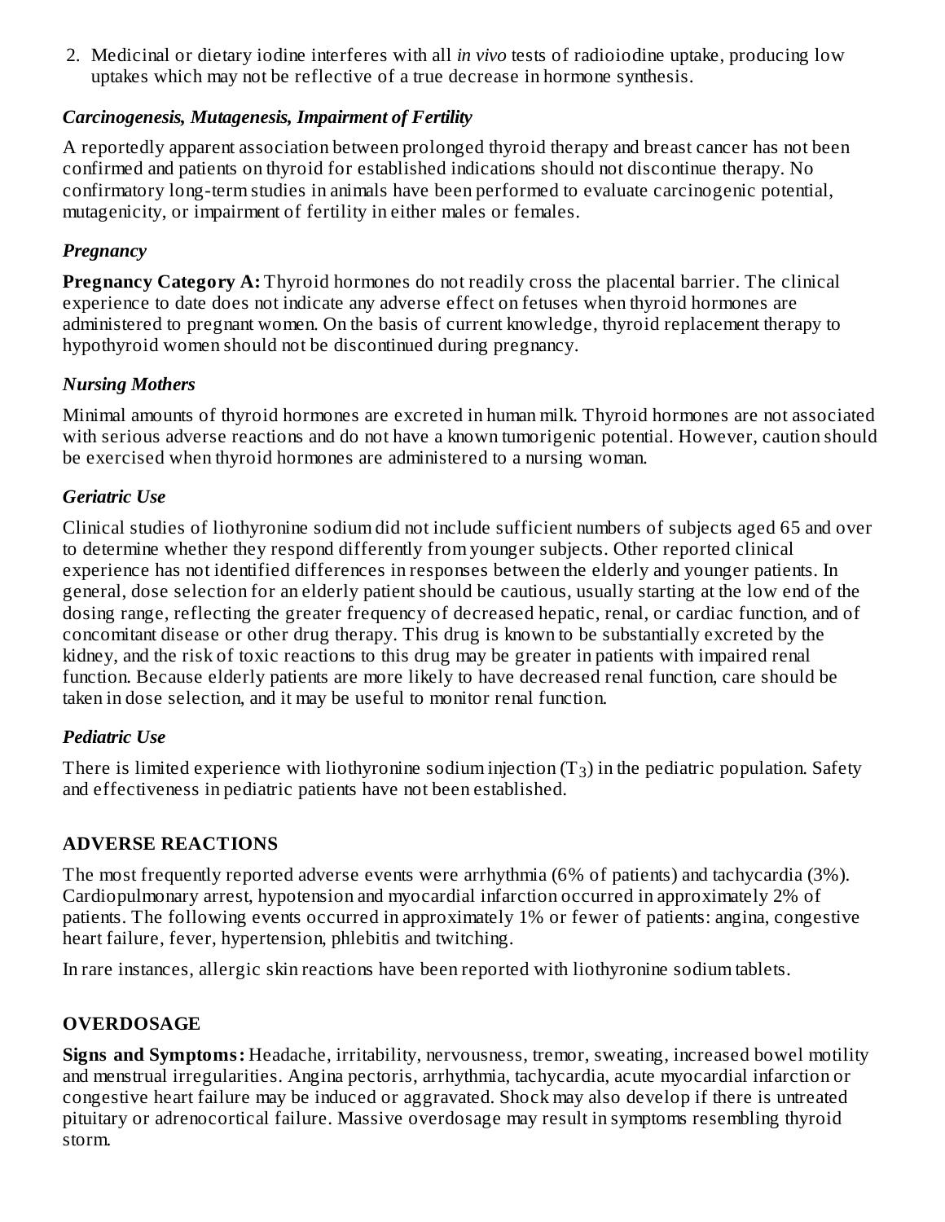2. Medicinal or dietary iodine interferes with all *in vivo* tests of radioiodine uptake, producing low uptakes which may not be reflective of a true decrease in hormone synthesis.

### *Carcinogenesis, Mutagenesis, Impairment of Fertility*

A reportedly apparent association between prolonged thyroid therapy and breast cancer has not been confirmed and patients on thyroid for established indications should not discontinue therapy. No confirmatory long-term studies in animals have been performed to evaluate carcinogenic potential, mutagenicity, or impairment of fertility in either males or females.

### *Pregnancy*

**Pregnancy Category A:** Thyroid hormones do not readily cross the placental barrier. The clinical experience to date does not indicate any adverse effect on fetuses when thyroid hormones are administered to pregnant women. On the basis of current knowledge, thyroid replacement therapy to hypothyroid women should not be discontinued during pregnancy.

### *Nursing Mothers*

Minimal amounts of thyroid hormones are excreted in human milk. Thyroid hormones are not associated with serious adverse reactions and do not have a known tumorigenic potential. However, caution should be exercised when thyroid hormones are administered to a nursing woman.

### *Geriatric Use*

Clinical studies of liothyronine sodium did not include sufficient numbers of subjects aged 65 and over to determine whether they respond differently from younger subjects. Other reported clinical experience has not identified differences in responses between the elderly and younger patients. In general, dose selection for an elderly patient should be cautious, usually starting at the low end of the dosing range, reflecting the greater frequency of decreased hepatic, renal, or cardiac function, and of concomitant disease or other drug therapy. This drug is known to be substantially excreted by the kidney, and the risk of toxic reactions to this drug may be greater in patients with impaired renal function. Because elderly patients are more likely to have decreased renal function, care should be taken in dose selection, and it may be useful to monitor renal function.

### *Pediatric Use*

There is limited experience with liothyronine sodium injection ($T_3$) in the pediatric population. Safety and effectiveness in pediatric patients have not been established.

## ADVERSE REACTIONS

The most frequently reported adverse events were arrhythmia (6% of patients) and tachycardia (3%). Cardiopulmonary arrest, hypotension and myocardial infarction occurred in approximately 2% of patients. The following events occurred in approximately 1% or fewer of patients: angina, congestive heart failure, fever, hypertension, phlebitis and twitching.

In rare instances, allergic skin reactions have been reported with liothyronine sodium tablets.

## OVERDOSAGE

**Signs and Symptoms:** Headache, irritability, nervousness, tremor, sweating, increased bowel motility and menstrual irregularities. Angina pectoris, arrhythmia, tachycardia, acute myocardial infarction or congestive heart failure may be induced or aggravated. Shock may also develop if there is untreated pituitary or adrenocortical failure. Massive overdosage may result in symptoms resembling thyroid storm.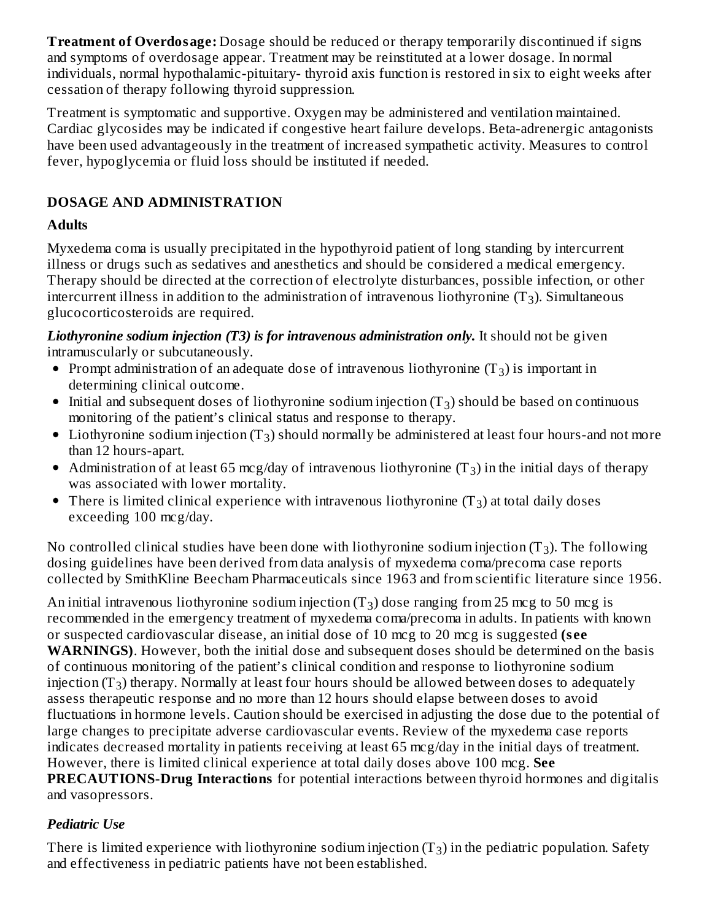**Treatment of Overdosage:** Dosage should be reduced or therapy temporarily discontinued if signs and symptoms of overdosage appear. Treatment may be reinstituted at a lower dosage. In normal individuals, normal hypothalamic-pituitary- thyroid axis function is restored in six to eight weeks after cessation of therapy following thyroid suppression.

Treatment is symptomatic and supportive. Oxygen may be administered and ventilation maintained. Cardiac glycosides may be indicated if congestive heart failure develops. Beta-adrenergic antagonists have been used advantageously in the treatment of increased sympathetic activity. Measures to control fever, hypoglycemia or fluid loss should be instituted if needed.

## DOSAGE AND ADMINISTRATION

### Adults

Myxedema coma is usually precipitated in the hypothyroid patient of long standing by intercurrent illness or drugs such as sedatives and anesthetics and should be considered a medical emergency. Therapy should be directed at the correction of electrolyte disturbances, possible infection, or other intercurrent illness in addition to the administration of intravenous liothyronine ($T_3$). Simultaneous glucocorticosteroids are required.

***Liothyronine sodium injection (T3) is for intravenous administration only.*** It should not be given intramuscularly or subcutaneously.

- Prompt administration of an adequate dose of intravenous liothyronine ($T_3$) is important in determining clinical outcome.
- Initial and subsequent doses of liothyronine sodium injection ($T_3$) should be based on continuous monitoring of the patient's clinical status and response to therapy.
- Liothyronine sodium injection ($T_3$) should normally be administered at least four hours-and not more than 12 hours-apart.
- Administration of at least 65 mcg/day of intravenous liothyronine ($T_3$) in the initial days of therapy was associated with lower mortality.
- There is limited clinical experience with intravenous liothyronine ($T_3$) at total daily doses exceeding 100 mcg/day.

No controlled clinical studies have been done with liothyronine sodium injection ($T_3$). The following dosing guidelines have been derived from data analysis of myxedema coma/precoma case reports collected by SmithKline Beecham Pharmaceuticals since 1963 and from scientific literature since 1956.

An initial intravenous liothyronine sodium injection ($T_3$) dose ranging from 25 mcg to 50 mcg is recommended in the emergency treatment of myxedema coma/precoma in adults. In patients with known or suspected cardiovascular disease, an initial dose of 10 mcg to 20 mcg is suggested **(see WARNINGS)**. However, both the initial dose and subsequent doses should be determined on the basis of continuous monitoring of the patient's clinical condition and response to liothyronine sodium injection ($T_3$) therapy. Normally at least four hours should be allowed between doses to adequately assess therapeutic response and no more than 12 hours should elapse between doses to avoid fluctuations in hormone levels. Caution should be exercised in adjusting the dose due to the potential of large changes to precipitate adverse cardiovascular events. Review of the myxedema case reports indicates decreased mortality in patients receiving at least 65 mcg/day in the initial days of treatment. However, there is limited clinical experience at total daily doses above 100 mcg. **See PRECAUTIONS-Drug Interactions** for potential interactions between thyroid hormones and digitalis and vasopressors.

### *Pediatric Use*

There is limited experience with liothyronine sodium injection ($T_3$) in the pediatric population. Safety and effectiveness in pediatric patients have not been established.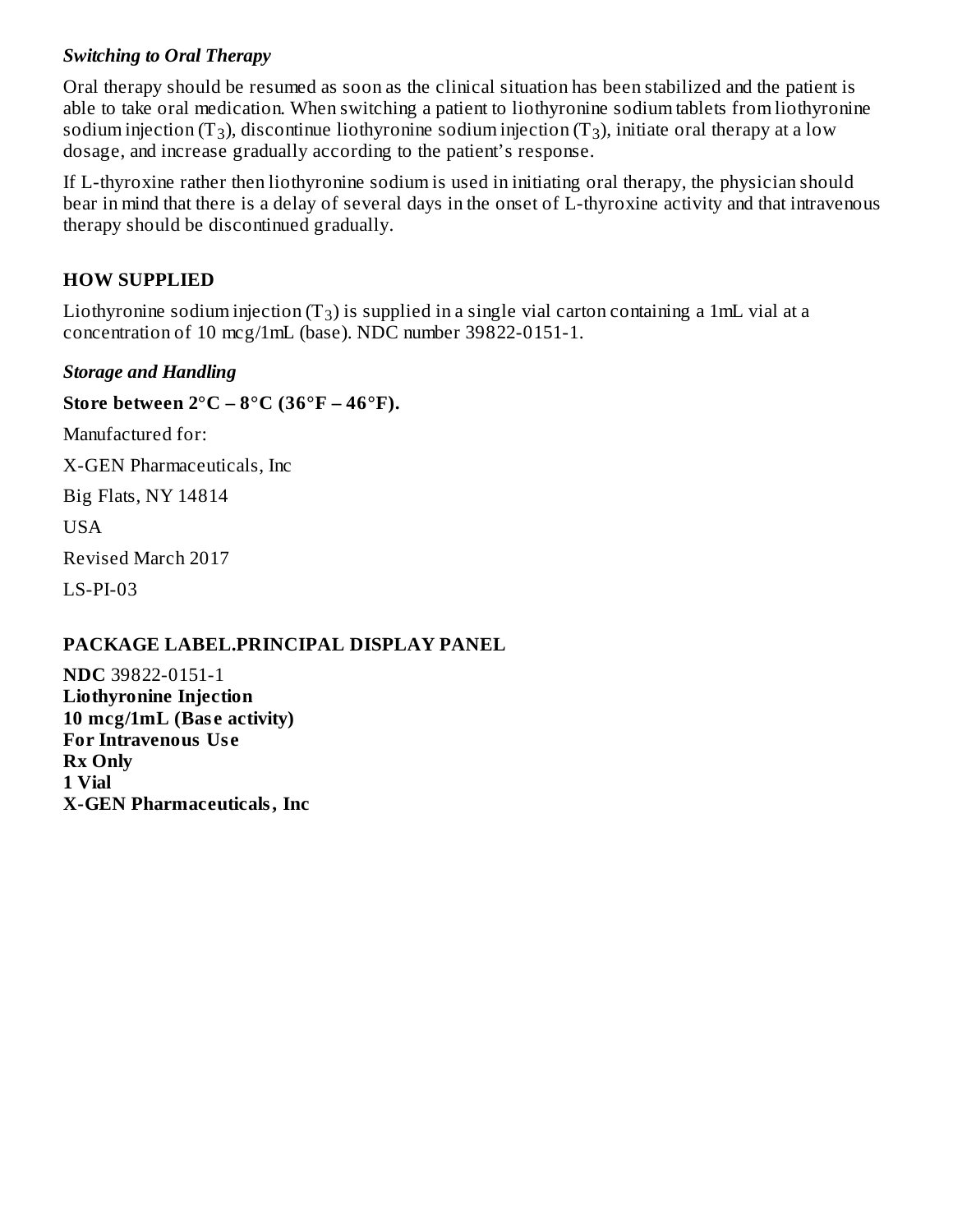### *Switching to Oral Therapy*

Oral therapy should be resumed as soon as the clinical situation has been stabilized and the patient is able to take oral medication. When switching a patient to liothyronine sodium tablets from liothyronine sodium injection ($T_3$), discontinue liothyronine sodium injection ($T_3$), initiate oral therapy at a low dosage, and increase gradually according to the patient's response.

If L-thyroxine rather then liothyronine sodium is used in initiating oral therapy, the physician should bear in mind that there is a delay of several days in the onset of L-thyroxine activity and that intravenous therapy should be discontinued gradually.

## HOW SUPPLIED

Liothyronine sodium injection ($T_3$) is supplied in a single vial carton containing a 1mL vial at a concentration of 10 mcg/1mL (base). NDC number 39822-0151-1.

### *Storage and Handling*

**Store between 2°C – 8°C (36°F – 46°F).**

Manufactured for:

X-GEN Pharmaceuticals, Inc

Big Flats, NY 14814

USA

Revised March 2017

LS-PI-03

## PACKAGE LABEL.PRINCIPAL DISPLAY PANEL

**NDC** 39822-0151-1
**Liothyronine Injection**
**10 mcg/1mL (Base activity)**
**For Intravenous Use**
**Rx Only**
**1 Vial**
**X-GEN Pharmaceuticals, Inc**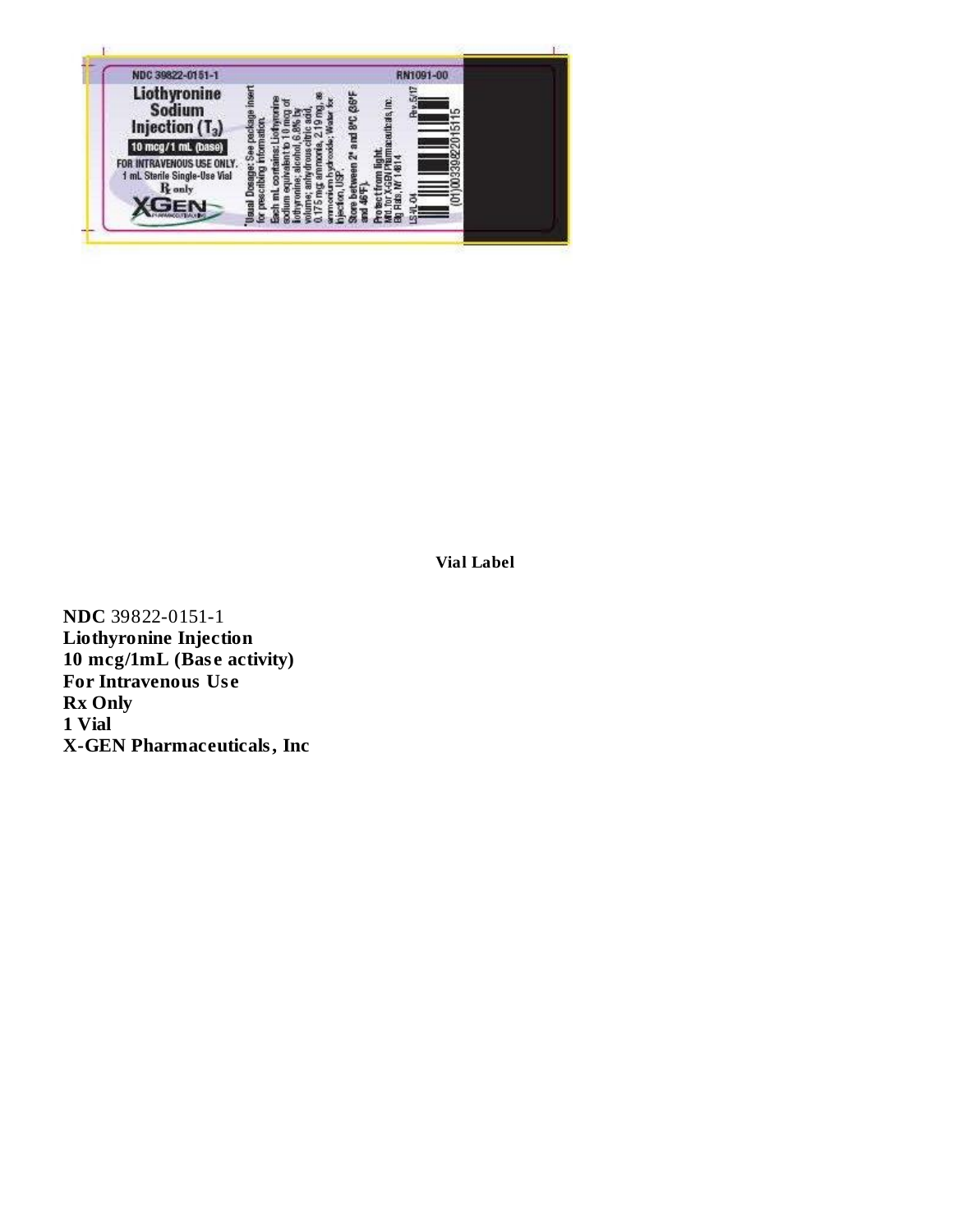NDC 39822-0151-1

RN1091-00

**Liothyronine Sodium Injection ($T_3$)**

**10 mcg/1 mL (base)**

FOR INTRAVENOUS USE ONLY.

1 mL Sterile Single-Use Vial

℞ only

XGEN

*Usual Dosage: See package insert for prescribing information.

Each mL contains: Liothyronine sodium equivalent to 10 mcg of liothyronine; alcohol, 6.8% by volume; anhydrous citric acid, 0.175 mg; ammonia, 2.19 mg, as ammonium hydroxide; Water for Injection, USP.

Store between 2° and 8°C (36°F and 46°F).

Protect from light.

Mfd. for X-GEN Pharmaceuticals, Inc.

Big Flats, NY 14814

LS-RL-04

Rev. 5/17

(01)00339822015115

**Vial Label**

**NDC** 39822-0151-1
**Liothyronine Injection**
**10 mcg/1mL (Base activity)**
**For Intravenous Use**
**Rx Only**
**1 Vial**
**X-GEN Pharmaceuticals, Inc**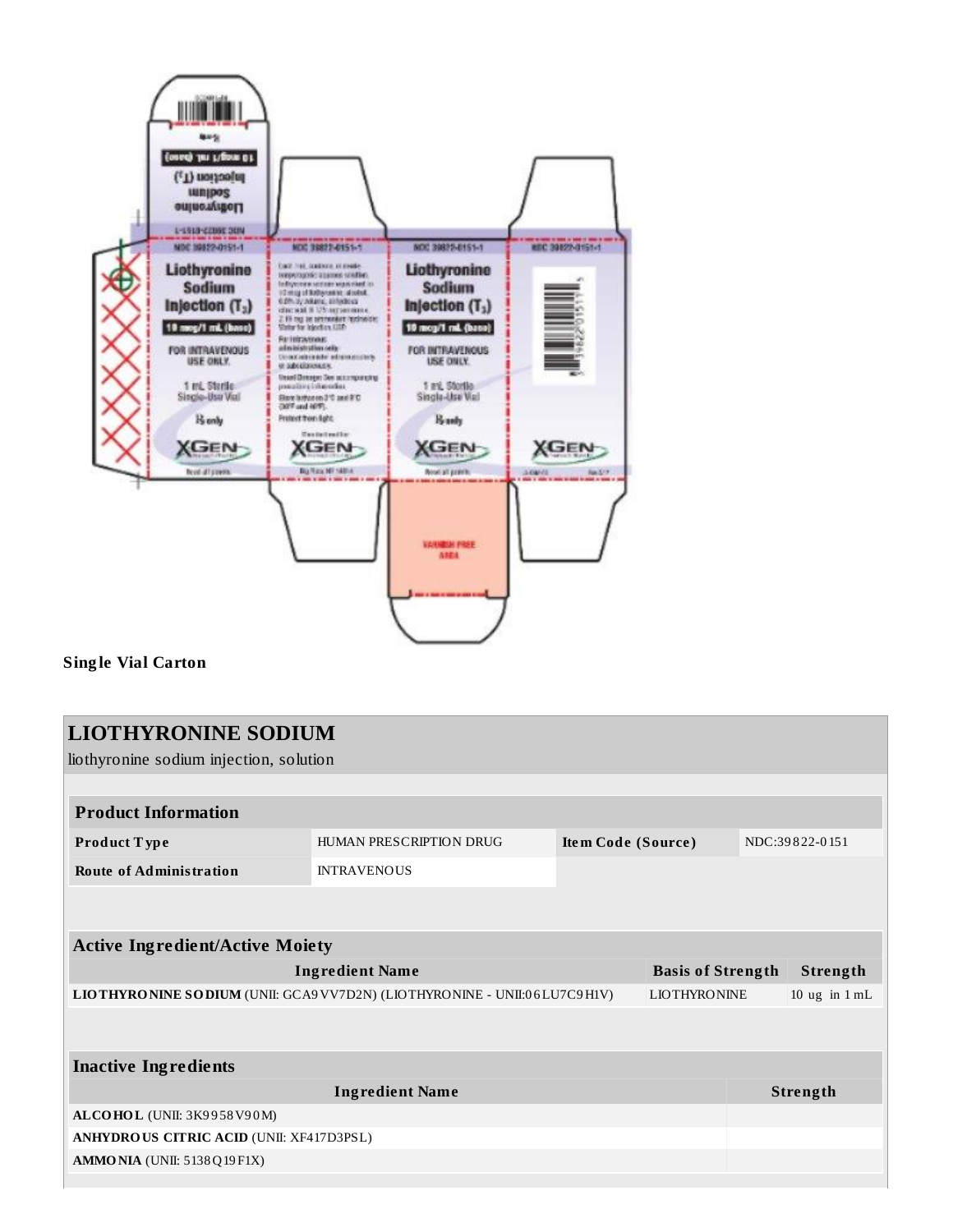**Single Vial Carton**

# LIOTHYRONINE SODIUM

liothyronine sodium injection, solution

| Product Information | | | |
|---|---|---|---|
| **Product Type** | HUMAN PRESCRIPTION DRUG | **Item Code (Source)** | NDC:39822-0151 |
| **Route of Administration** | INTRAVENOUS | | |

| Active Ingredient/Active Moiety | | |
|---|---|---|
| **Ingredient Name** | **Basis of Strength** | **Strength** |
| **LIOTHYRONINE SODIUM** (UNII: GCA9VV7D2N) (LIOTHYRONINE - UNII:06LU7C9H1V) | LIOTHYRONINE | 10 ug in 1 mL |

| Inactive Ingredients | |
|---|---|
| **Ingredient Name** | **Strength** |
| **ALCOHOL** (UNII: 3K9958V90M) | |
| **ANHYDROUS CITRIC ACID** (UNII: XF417D3PSL) | |
| **AMMONIA** (UNII: 5138Q19F1X) | |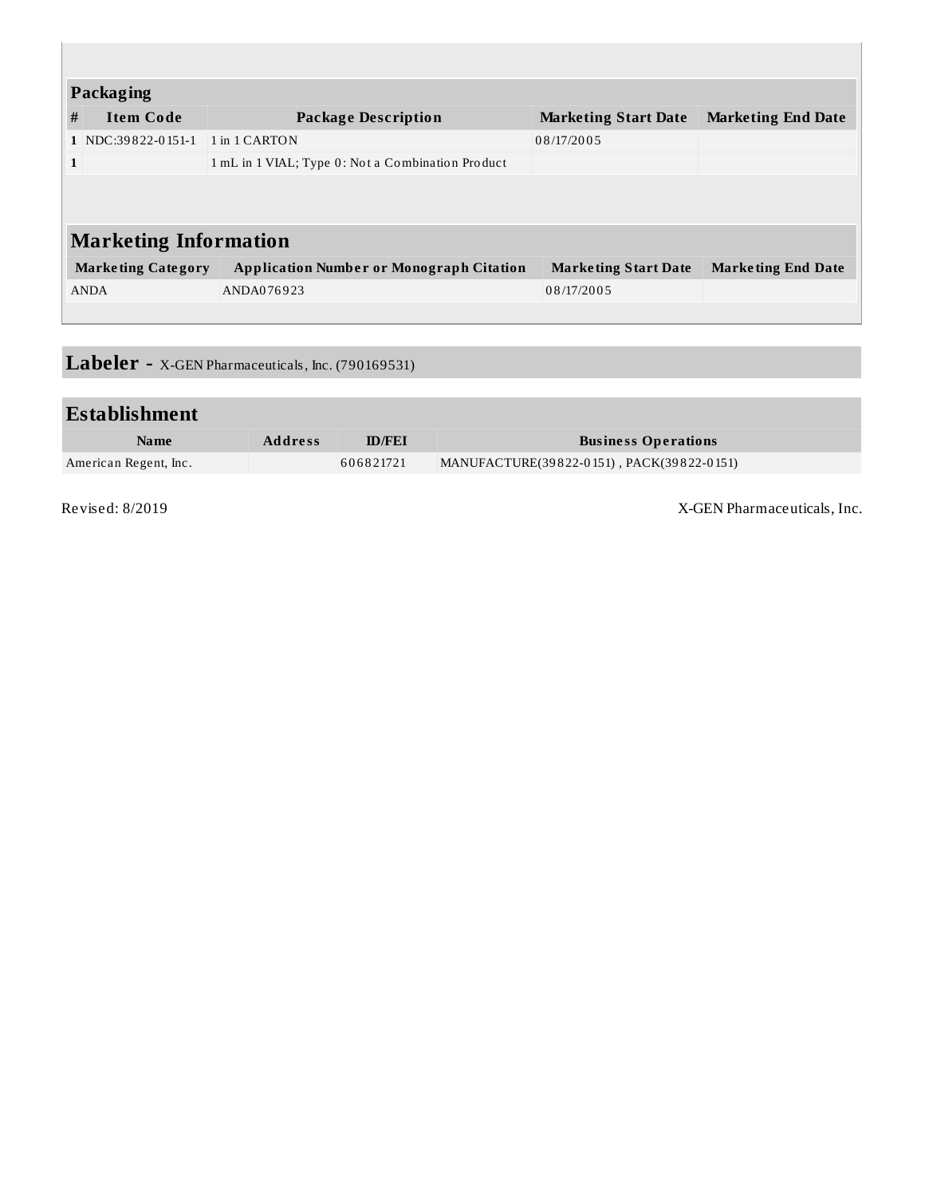### Packaging

| # | Item Code | Package Description | Marketing Start Date | Marketing End Date |
|---|---|---|---|---|
| 1 | NDC:39822-0151-1 | 1 in 1 CARTON | 08/17/2005 | |
| 1 | | 1 mL in 1 VIAL; Type 0: Not a Combination Product | | |

### Marketing Information

| Marketing Category | Application Number or Monograph Citation | Marketing Start Date | Marketing End Date |
|---|---|---|---|
| ANDA | ANDA076923 | 08/17/2005 | |

## Labeler - X-GEN Pharmaceuticals, Inc. (790169531)

## Establishment

| Name | Address | ID/FEI | Business Operations |
|---|---|---|---|
| American Regent, Inc. | | 606821721 | MANUFACTURE(39822-0151) , PACK(39822-0151) |

Revised: 8/2019

X-GEN Pharmaceuticals, Inc.